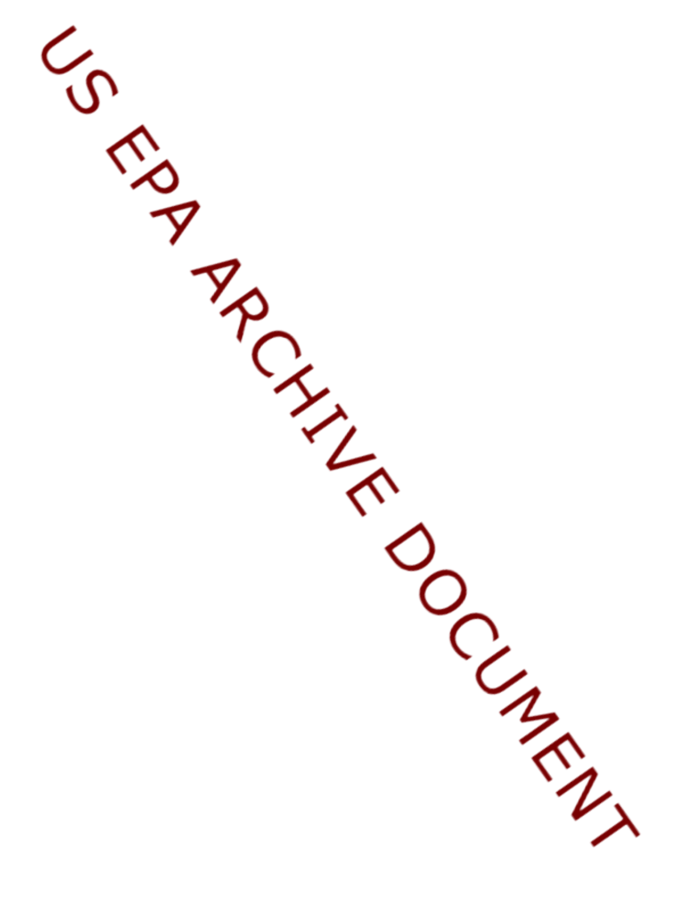US EPA ARCHIVE DOCUMENT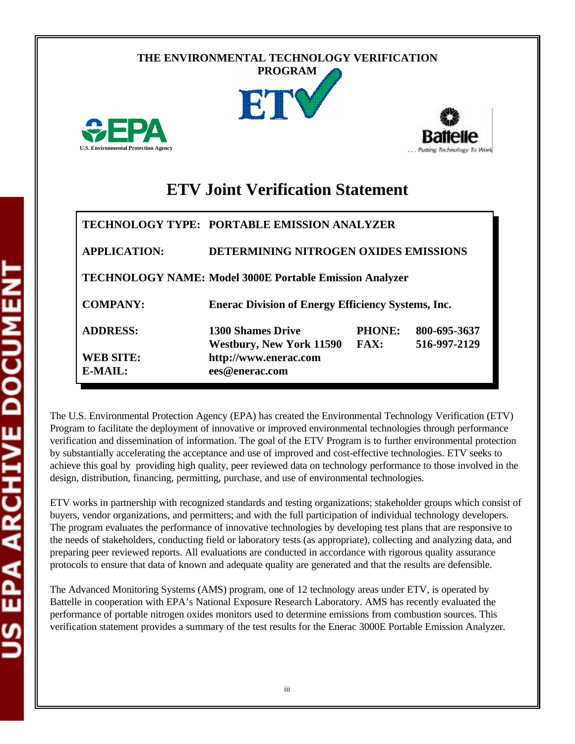THE ENVIRONMENTAL TECHNOLOGY VERIFICATION PROGRAM

# ETV Joint Verification Statement

| | | | |
|---|---|---|---|
| **TECHNOLOGY TYPE:** | **PORTABLE EMISSION ANALYZER** | | |
| **APPLICATION:** | **DETERMINING NITROGEN OXIDES EMISSIONS** | | |
| **TECHNOLOGY NAME:** | **Model 3000E Portable Emission Analyzer** | | |
| **COMPANY:** | **Enerac Division of Energy Efficiency Systems, Inc.** | | |
| **ADDRESS:** | **1300 Shames Drive Westbury, New York 11590** | **PHONE:** **FAX:** | **800-695-3637** **516-997-2129** |
| **WEB SITE:** | **http://www.enerac.com** | | |
| **E-MAIL:** | **ees@enerac.com** | | |

The U.S. Environmental Protection Agency (EPA) has created the Environmental Technology Verification (ETV) Program to facilitate the deployment of innovative or improved environmental technologies through performance verification and dissemination of information. The goal of the ETV Program is to further environmental protection by substantially accelerating the acceptance and use of improved and cost-effective technologies. ETV seeks to achieve this goal by providing high quality, peer reviewed data on technology performance to those involved in the design, distribution, financing, permitting, purchase, and use of environmental technologies.

ETV works in partnership with recognized standards and testing organizations; stakeholder groups which consist of buyers, vendor organizations, and permitters; and with the full participation of individual technology developers. The program evaluates the performance of innovative technologies by developing test plans that are responsive to the needs of stakeholders, conducting field or laboratory tests (as appropriate), collecting and analyzing data, and preparing peer reviewed reports. All evaluations are conducted in accordance with rigorous quality assurance protocols to ensure that data of known and adequate quality are generated and that the results are defensible.

The Advanced Monitoring Systems (AMS) program, one of 12 technology areas under ETV, is operated by Battelle in cooperation with EPA's National Exposure Research Laboratory. AMS has recently evaluated the performance of portable nitrogen oxides monitors used to determine emissions from combustion sources. This verification statement provides a summary of the test results for the Enerac 3000E Portable Emission Analyzer.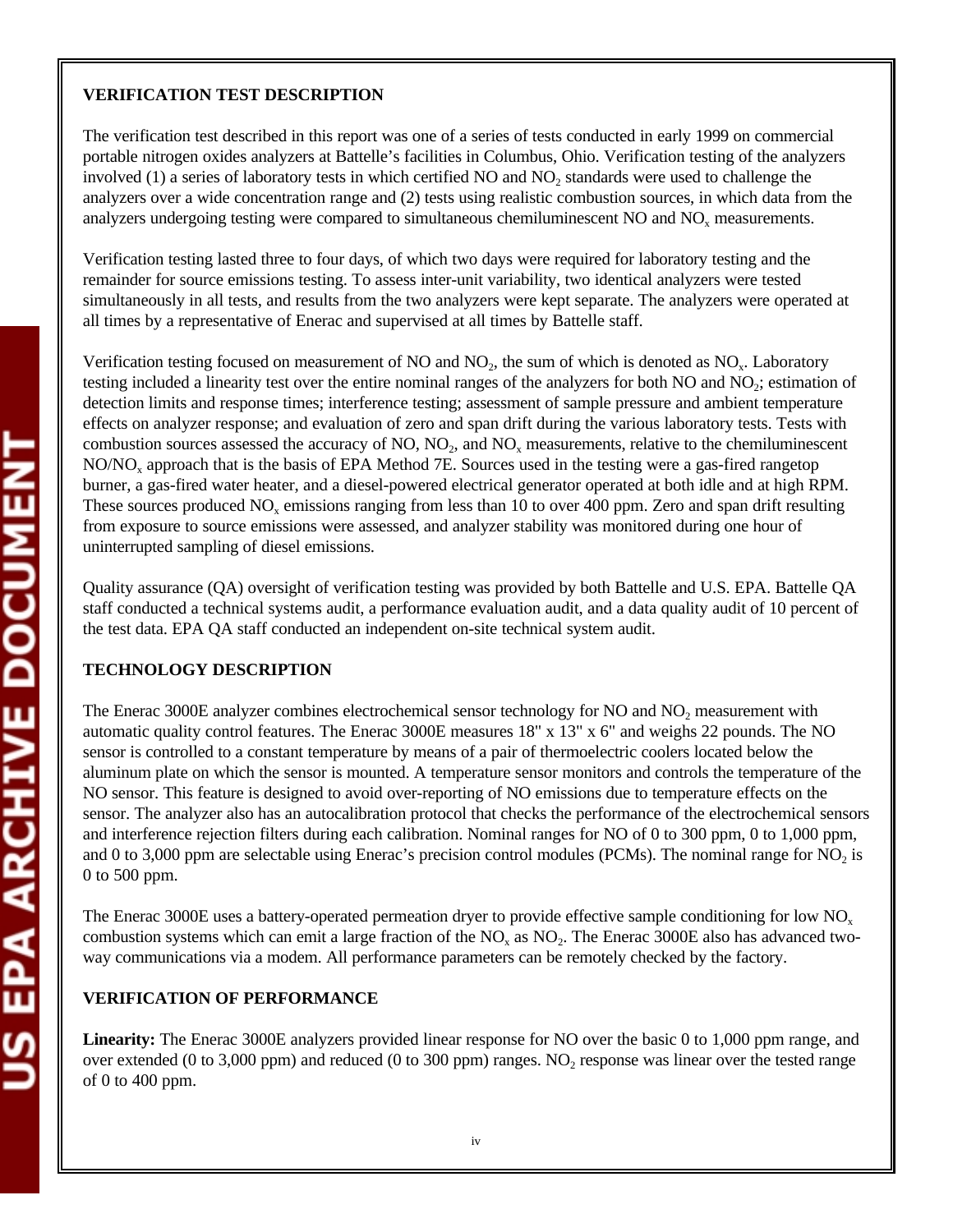## VERIFICATION TEST DESCRIPTION

The verification test described in this report was one of a series of tests conducted in early 1999 on commercial portable nitrogen oxides analyzers at Battelle's facilities in Columbus, Ohio. Verification testing of the analyzers involved (1) a series of laboratory tests in which certified NO and $NO_2$ standards were used to challenge the analyzers over a wide concentration range and (2) tests using realistic combustion sources, in which data from the analyzers undergoing testing were compared to simultaneous chemiluminescent NO and $NO_x$ measurements.

Verification testing lasted three to four days, of which two days were required for laboratory testing and the remainder for source emissions testing. To assess inter-unit variability, two identical analyzers were tested simultaneously in all tests, and results from the two analyzers were kept separate. The analyzers were operated at all times by a representative of Enerac and supervised at all times by Battelle staff.

Verification testing focused on measurement of NO and $NO_2$, the sum of which is denoted as $NO_x$. Laboratory testing included a linearity test over the entire nominal ranges of the analyzers for both NO and $NO_2$; estimation of detection limits and response times; interference testing; assessment of sample pressure and ambient temperature effects on analyzer response; and evaluation of zero and span drift during the various laboratory tests. Tests with combustion sources assessed the accuracy of NO, $NO_2$, and $NO_x$ measurements, relative to the chemiluminescent NO/$NO_x$ approach that is the basis of EPA Method 7E. Sources used in the testing were a gas-fired rangetop burner, a gas-fired water heater, and a diesel-powered electrical generator operated at both idle and at high RPM. These sources produced $NO_x$ emissions ranging from less than 10 to over 400 ppm. Zero and span drift resulting from exposure to source emissions were assessed, and analyzer stability was monitored during one hour of uninterrupted sampling of diesel emissions.

Quality assurance (QA) oversight of verification testing was provided by both Battelle and U.S. EPA. Battelle QA staff conducted a technical systems audit, a performance evaluation audit, and a data quality audit of 10 percent of the test data. EPA QA staff conducted an independent on-site technical system audit.

## TECHNOLOGY DESCRIPTION

The Enerac 3000E analyzer combines electrochemical sensor technology for NO and $NO_2$ measurement with automatic quality control features. The Enerac 3000E measures 18" x 13" x 6" and weighs 22 pounds. The NO sensor is controlled to a constant temperature by means of a pair of thermoelectric coolers located below the aluminum plate on which the sensor is mounted. A temperature sensor monitors and controls the temperature of the NO sensor. This feature is designed to avoid over-reporting of NO emissions due to temperature effects on the sensor. The analyzer also has an autocalibration protocol that checks the performance of the electrochemical sensors and interference rejection filters during each calibration. Nominal ranges for NO of 0 to 300 ppm, 0 to 1,000 ppm, and 0 to 3,000 ppm are selectable using Enerac's precision control modules (PCMs). The nominal range for $NO_2$ is 0 to 500 ppm.

The Enerac 3000E uses a battery-operated permeation dryer to provide effective sample conditioning for low $NO_x$ combustion systems which can emit a large fraction of the $NO_x$ as $NO_2$. The Enerac 3000E also has advanced two-way communications via a modem. All performance parameters can be remotely checked by the factory.

## VERIFICATION OF PERFORMANCE

**Linearity:** The Enerac 3000E analyzers provided linear response for NO over the basic 0 to 1,000 ppm range, and over extended (0 to 3,000 ppm) and reduced (0 to 300 ppm) ranges. $NO_2$ response was linear over the tested range of 0 to 400 ppm.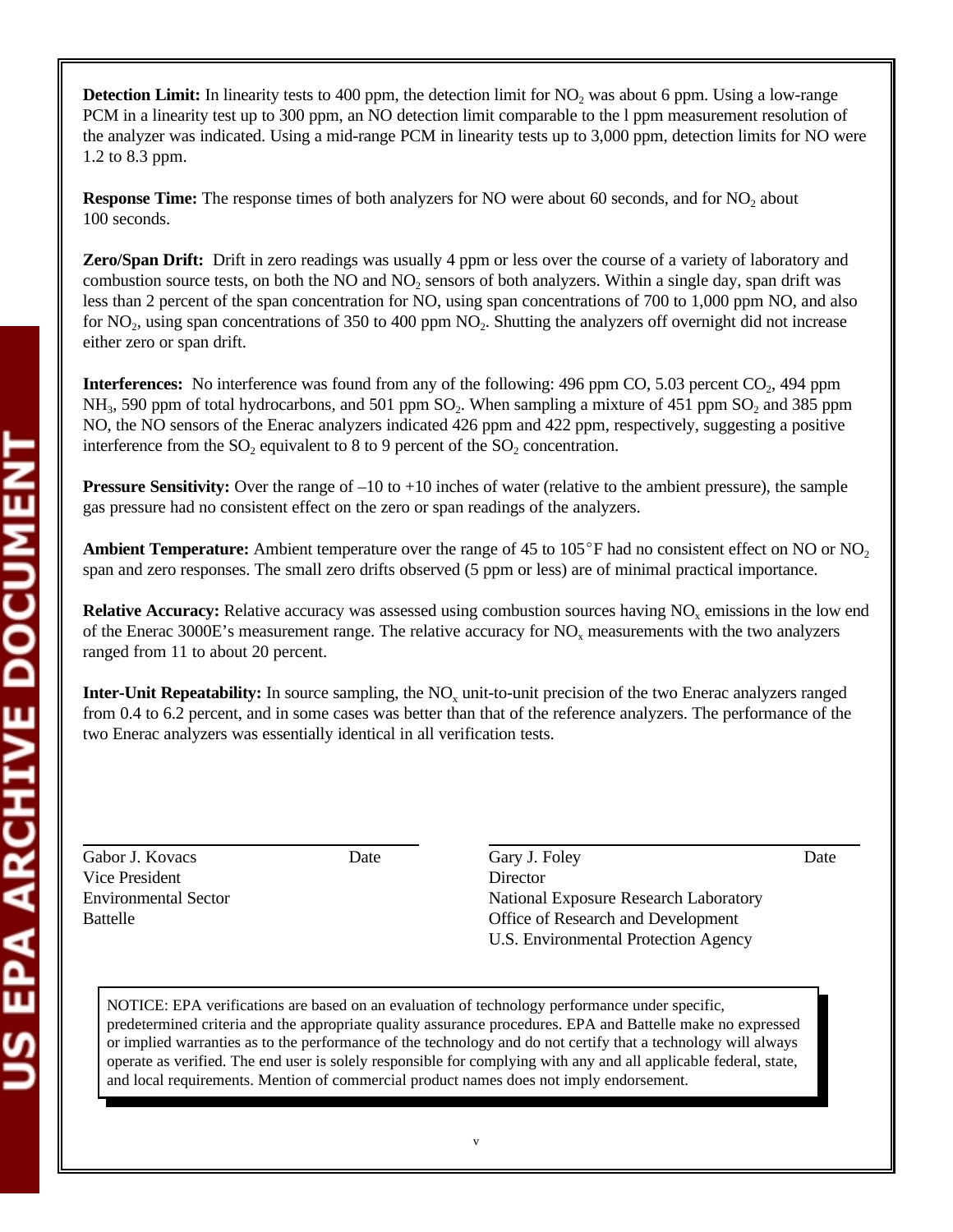**Detection Limit:** In linearity tests to 400 ppm, the detection limit for $NO_2$ was about 6 ppm. Using a low-range PCM in a linearity test up to 300 ppm, an NO detection limit comparable to the l ppm measurement resolution of the analyzer was indicated. Using a mid-range PCM in linearity tests up to 3,000 ppm, detection limits for NO were 1.2 to 8.3 ppm.

**Response Time:** The response times of both analyzers for NO were about 60 seconds, and for $NO_2$ about 100 seconds.

**Zero/Span Drift:** Drift in zero readings was usually 4 ppm or less over the course of a variety of laboratory and combustion source tests, on both the NO and $NO_2$ sensors of both analyzers. Within a single day, span drift was less than 2 percent of the span concentration for NO, using span concentrations of 700 to 1,000 ppm NO, and also for $NO_2$, using span concentrations of 350 to 400 ppm $NO_2$. Shutting the analyzers off overnight did not increase either zero or span drift.

**Interferences:** No interference was found from any of the following: 496 ppm CO, 5.03 percent $CO_2$, 494 ppm $NH_3$, 590 ppm of total hydrocarbons, and 501 ppm $SO_2$. When sampling a mixture of 451 ppm $SO_2$ and 385 ppm NO, the NO sensors of the Enerac analyzers indicated 426 ppm and 422 ppm, respectively, suggesting a positive interference from the $SO_2$ equivalent to 8 to 9 percent of the $SO_2$ concentration.

**Pressure Sensitivity:** Over the range of –10 to +10 inches of water (relative to the ambient pressure), the sample gas pressure had no consistent effect on the zero or span readings of the analyzers.

**Ambient Temperature:** Ambient temperature over the range of 45 to 105°F had no consistent effect on NO or $NO_2$ span and zero responses. The small zero drifts observed (5 ppm or less) are of minimal practical importance.

**Relative Accuracy:** Relative accuracy was assessed using combustion sources having $NO_x$ emissions in the low end of the Enerac 3000E's measurement range. The relative accuracy for $NO_x$ measurements with the two analyzers ranged from 11 to about 20 percent.

**Inter-Unit Repeatability:** In source sampling, the $NO_x$ unit-to-unit precision of the two Enerac analyzers ranged from 0.4 to 6.2 percent, and in some cases was better than that of the reference analyzers. The performance of the two Enerac analyzers was essentially identical in all verification tests.

Gabor J. Kovacs — Date
Vice President
Environmental Sector
Battelle

Gary J. Foley — Date
Director
National Exposure Research Laboratory
Office of Research and Development
U.S. Environmental Protection Agency

NOTICE: EPA verifications are based on an evaluation of technology performance under specific, predetermined criteria and the appropriate quality assurance procedures. EPA and Battelle make no expressed or implied warranties as to the performance of the technology and do not certify that a technology will always operate as verified. The end user is solely responsible for complying with any and all applicable federal, state, and local requirements. Mention of commercial product names does not imply endorsement.